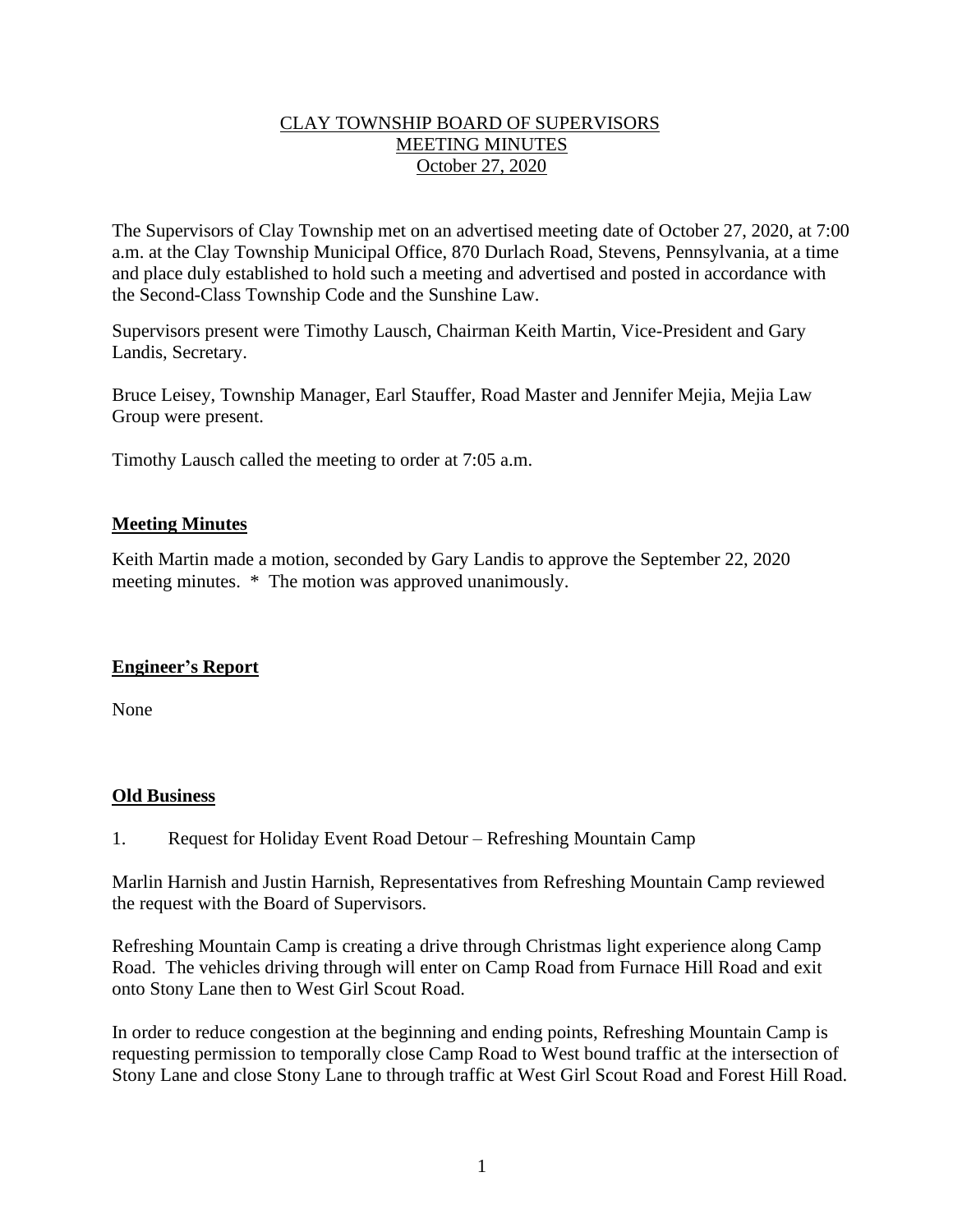# CLAY TOWNSHIP BOARD OF SUPERVISORS
# MEETING MINUTES
# October 27, 2020

The Supervisors of Clay Township met on an advertised meeting date of October 27, 2020, at 7:00 a.m. at the Clay Township Municipal Office, 870 Durlach Road, Stevens, Pennsylvania, at a time and place duly established to hold such a meeting and advertised and posted in accordance with the Second-Class Township Code and the Sunshine Law.

Supervisors present were Timothy Lausch, Chairman Keith Martin, Vice-President and Gary Landis, Secretary.

Bruce Leisey, Township Manager, Earl Stauffer, Road Master and Jennifer Mejia, Mejia Law Group were present.

Timothy Lausch called the meeting to order at 7:05 a.m.

## Meeting Minutes

Keith Martin made a motion, seconded by Gary Landis to approve the September 22, 2020 meeting minutes. * The motion was approved unanimously.

## Engineer's Report

None

## Old Business

1. Request for Holiday Event Road Detour – Refreshing Mountain Camp

Marlin Harnish and Justin Harnish, Representatives from Refreshing Mountain Camp reviewed the request with the Board of Supervisors.

Refreshing Mountain Camp is creating a drive through Christmas light experience along Camp Road. The vehicles driving through will enter on Camp Road from Furnace Hill Road and exit onto Stony Lane then to West Girl Scout Road.

In order to reduce congestion at the beginning and ending points, Refreshing Mountain Camp is requesting permission to temporally close Camp Road to West bound traffic at the intersection of Stony Lane and close Stony Lane to through traffic at West Girl Scout Road and Forest Hill Road.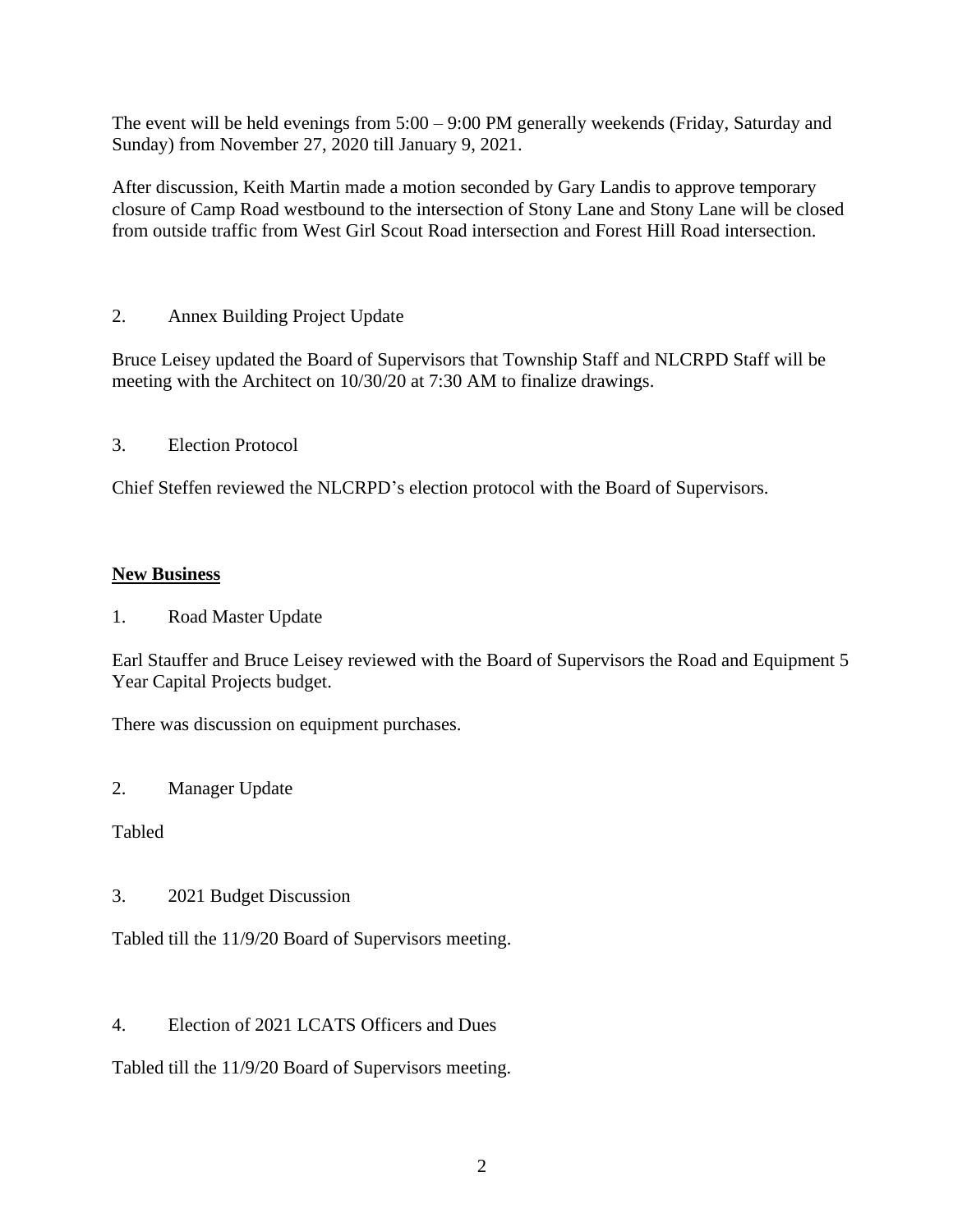The event will be held evenings from 5:00 – 9:00 PM generally weekends (Friday, Saturday and Sunday) from November 27, 2020 till January 9, 2021.

After discussion, Keith Martin made a motion seconded by Gary Landis to approve temporary closure of Camp Road westbound to the intersection of Stony Lane and Stony Lane will be closed from outside traffic from West Girl Scout Road intersection and Forest Hill Road intersection.

2. Annex Building Project Update

Bruce Leisey updated the Board of Supervisors that Township Staff and NLCRPD Staff will be meeting with the Architect on 10/30/20 at 7:30 AM to finalize drawings.

3. Election Protocol

Chief Steffen reviewed the NLCRPD's election protocol with the Board of Supervisors.

**New Business**

1. Road Master Update

Earl Stauffer and Bruce Leisey reviewed with the Board of Supervisors the Road and Equipment 5 Year Capital Projects budget.

There was discussion on equipment purchases.

2. Manager Update

Tabled

3. 2021 Budget Discussion

Tabled till the 11/9/20 Board of Supervisors meeting.

4. Election of 2021 LCATS Officers and Dues

Tabled till the 11/9/20 Board of Supervisors meeting.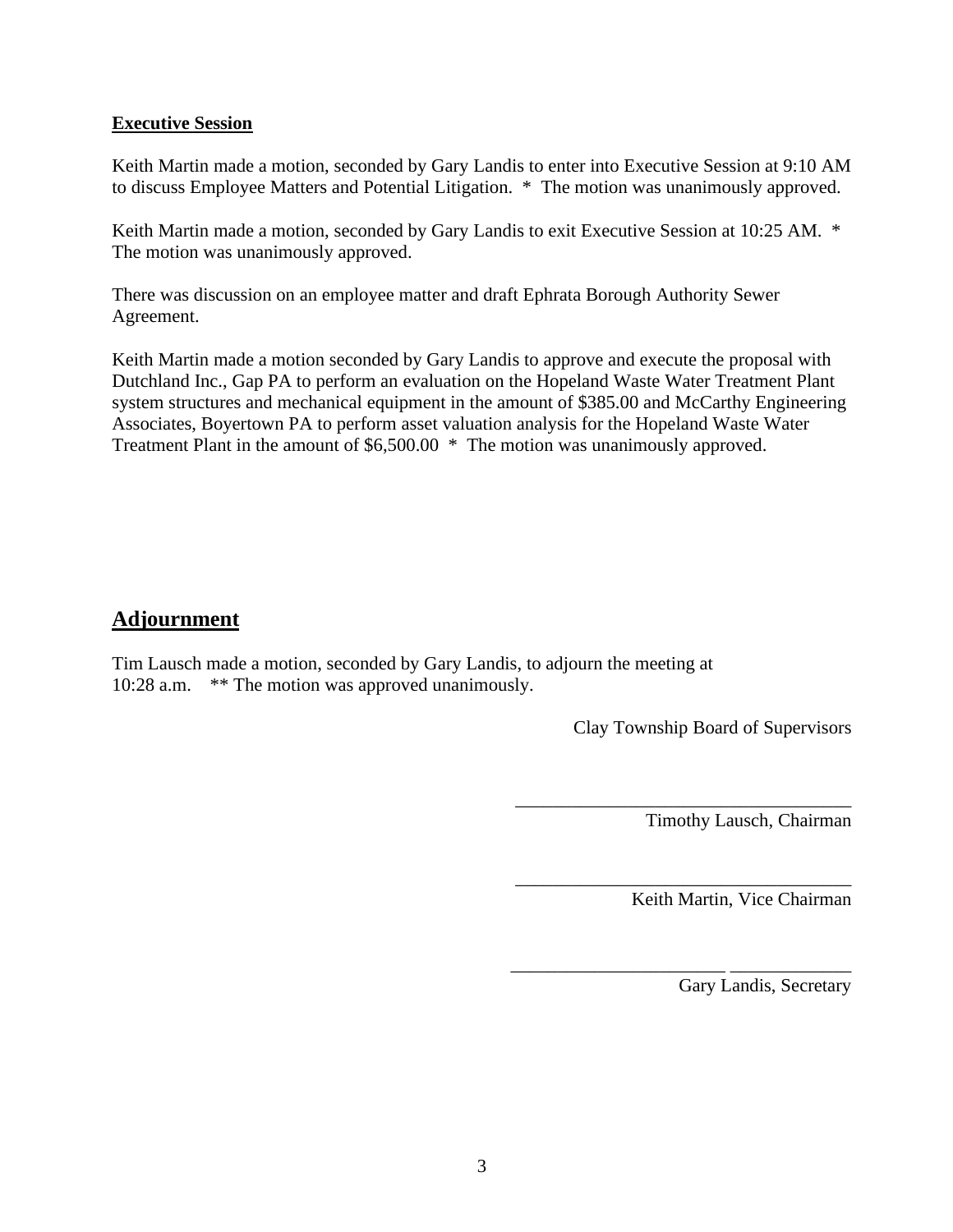**Executive Session**

Keith Martin made a motion, seconded by Gary Landis to enter into Executive Session at 9:10 AM to discuss Employee Matters and Potential Litigation. * The motion was unanimously approved.

Keith Martin made a motion, seconded by Gary Landis to exit Executive Session at 10:25 AM. * The motion was unanimously approved.

There was discussion on an employee matter and draft Ephrata Borough Authority Sewer Agreement.

Keith Martin made a motion seconded by Gary Landis to approve and execute the proposal with Dutchland Inc., Gap PA to perform an evaluation on the Hopeland Waste Water Treatment Plant system structures and mechanical equipment in the amount of $385.00 and McCarthy Engineering Associates, Boyertown PA to perform asset valuation analysis for the Hopeland Waste Water Treatment Plant in the amount of $6,500.00 * The motion was unanimously approved.

## Adjournment

Tim Lausch made a motion, seconded by Gary Landis, to adjourn the meeting at 10:28 a.m. ** The motion was approved unanimously.

Clay Township Board of Supervisors

_____________________________________
Timothy Lausch, Chairman

_____________________________________
Keith Martin, Vice Chairman

_____________________________________
Gary Landis, Secretary